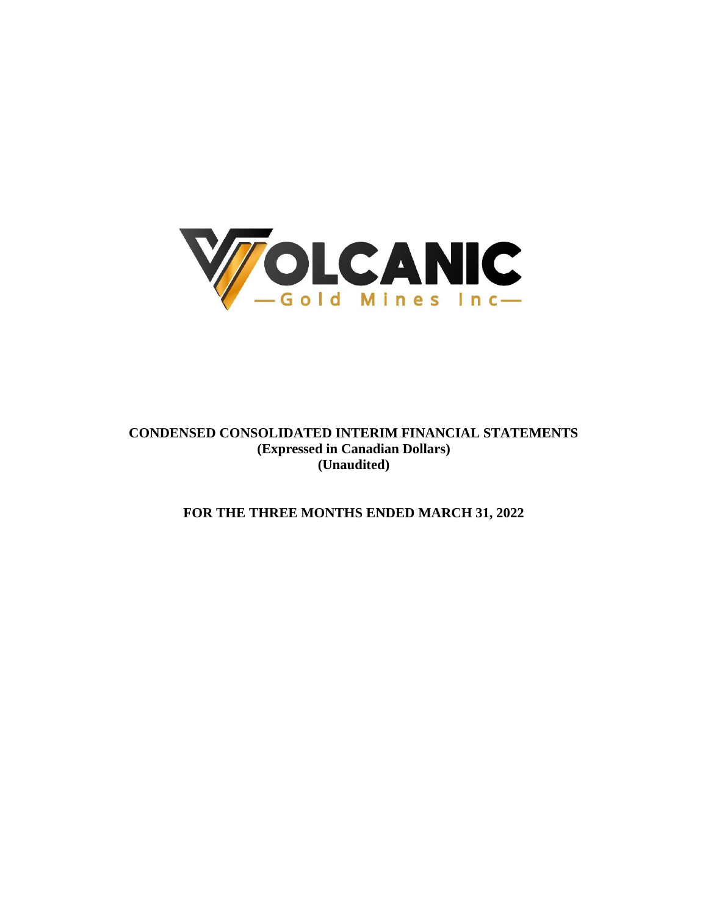VOLCANIC

—Gold Mines Inc—

**CONDENSED CONSOLIDATED INTERIM FINANCIAL STATEMENTS**
**(Expressed in Canadian Dollars)**
**(Unaudited)**

**FOR THE THREE MONTHS ENDED MARCH 31, 2022**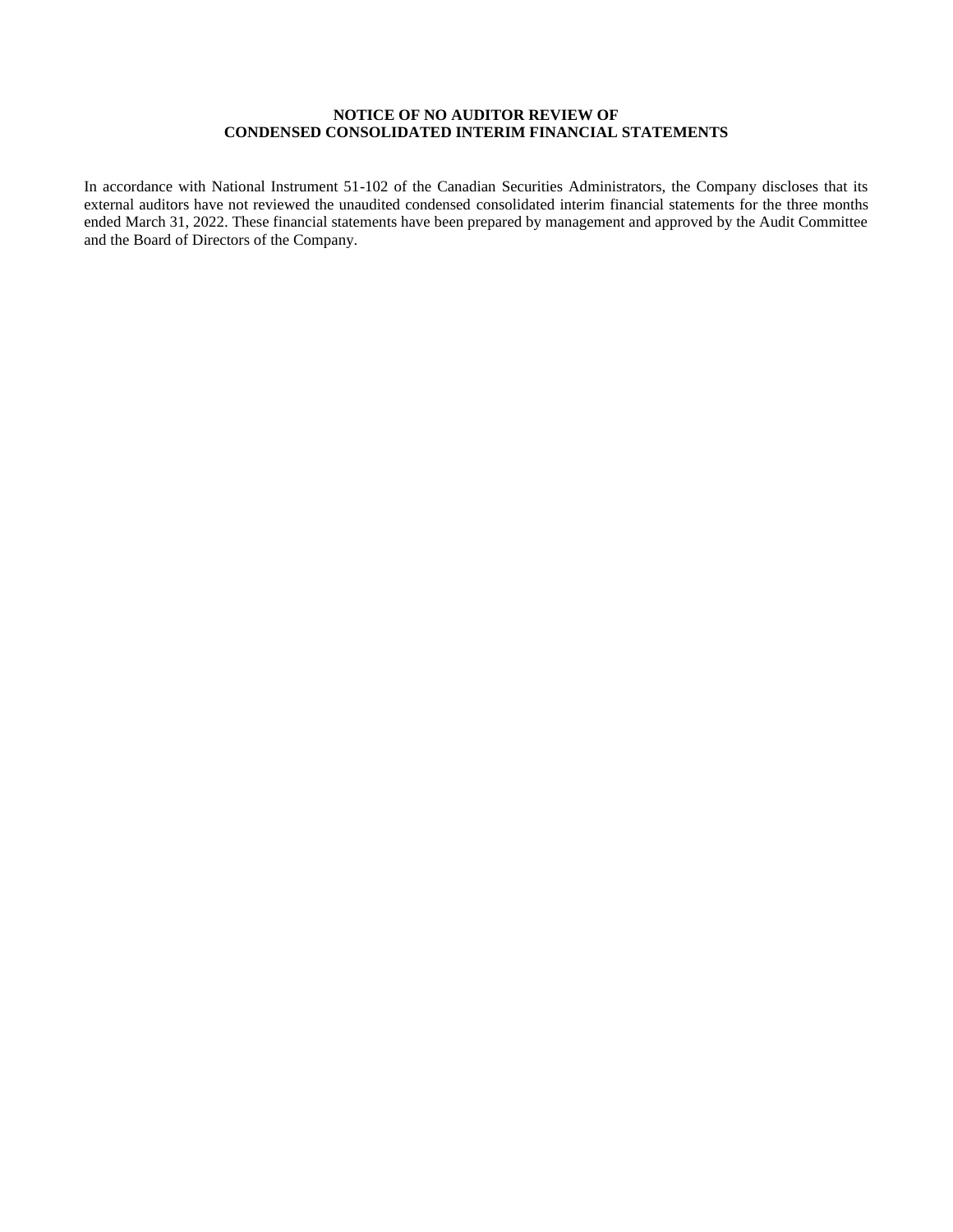## NOTICE OF NO AUDITOR REVIEW OF CONDENSED CONSOLIDATED INTERIM FINANCIAL STATEMENTS

In accordance with National Instrument 51-102 of the Canadian Securities Administrators, the Company discloses that its external auditors have not reviewed the unaudited condensed consolidated interim financial statements for the three months ended March 31, 2022. These financial statements have been prepared by management and approved by the Audit Committee and the Board of Directors of the Company.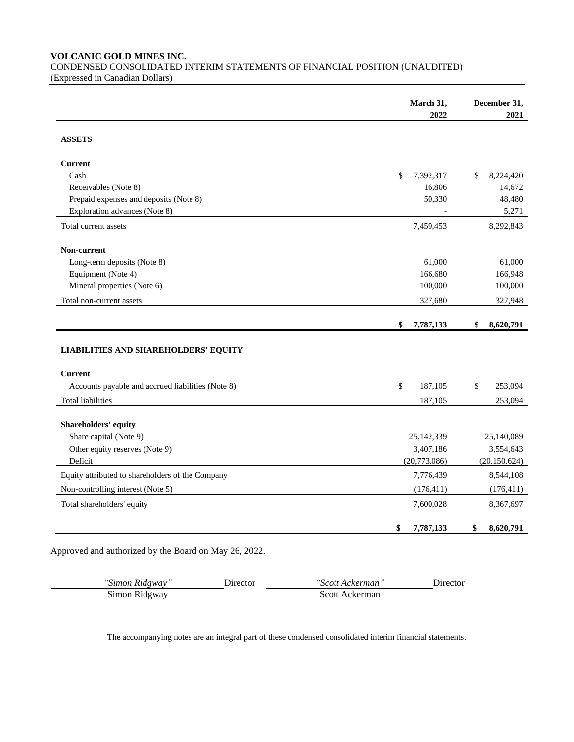**VOLCANIC GOLD MINES INC.**
CONDENSED CONSOLIDATED INTERIM STATEMENTS OF FINANCIAL POSITION (UNAUDITED)
(Expressed in Canadian Dollars)

| | March 31, 2022 | December 31, 2021 |
|---|---|---|
| **ASSETS** | | |
| **Current** | | |
| Cash | $ 7,392,317 | $ 8,224,420 |
| Receivables (Note 8) | 16,806 | 14,672 |
| Prepaid expenses and deposits (Note 8) | 50,330 | 48,480 |
| Exploration advances (Note 8) | - | 5,271 |
| Total current assets | 7,459,453 | 8,292,843 |
| **Non-current** | | |
| Long-term deposits (Note 8) | 61,000 | 61,000 |
| Equipment (Note 4) | 166,680 | 166,948 |
| Mineral properties (Note 6) | 100,000 | 100,000 |
| Total non-current assets | 327,680 | 327,948 |
| | **$ 7,787,133** | **$ 8,620,791** |
| **LIABILITIES AND SHAREHOLDERS' EQUITY** | | |
| **Current** | | |
| Accounts payable and accrued liabilities (Note 8) | $ 187,105 | $ 253,094 |
| Total liabilities | 187,105 | 253,094 |
| **Shareholders' equity** | | |
| Share capital (Note 9) | 25,142,339 | 25,140,089 |
| Other equity reserves (Note 9) | 3,407,186 | 3,554,643 |
| Deficit | (20,773,086) | (20,150,624) |
| Equity attributed to shareholders of the Company | 7,776,439 | 8,544,108 |
| Non-controlling interest (Note 5) | (176,411) | (176,411) |
| Total shareholders' equity | 7,600,028 | 8,367,697 |
| | **$ 7,787,133** | **$ 8,620,791** |

Approved and authorized by the Board on May 26, 2022.

| *"Simon Ridgway"* | Director | *"Scott Ackerman"* | Director |
|---|---|---|---|
| Simon Ridgway | | Scott Ackerman | |

The accompanying notes are an integral part of these condensed consolidated interim financial statements.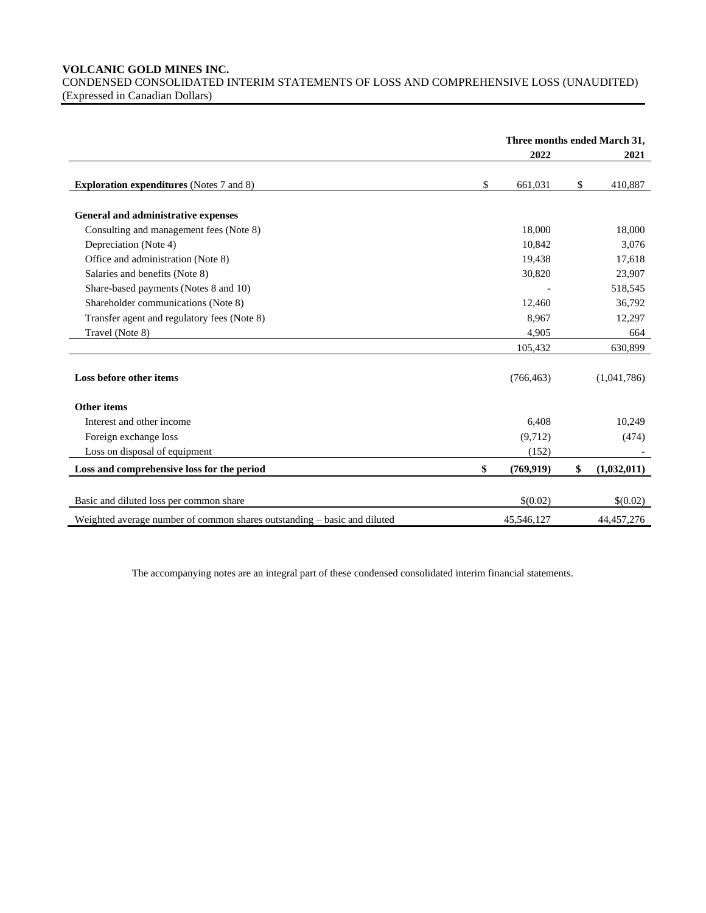**VOLCANIC GOLD MINES INC.**
CONDENSED CONSOLIDATED INTERIM STATEMENTS OF LOSS AND COMPREHENSIVE LOSS (UNAUDITED)
(Expressed in Canadian Dollars)

| | Three months ended March 31, | |
|---|---|---|
| | **2022** | **2021** |
| **Exploration expenditures** (Notes 7 and 8) | $ 661,031 | $ 410,887 |
| **General and administrative expenses** | | |
| Consulting and management fees (Note 8) | 18,000 | 18,000 |
| Depreciation (Note 4) | 10,842 | 3,076 |
| Office and administration (Note 8) | 19,438 | 17,618 |
| Salaries and benefits (Note 8) | 30,820 | 23,907 |
| Share-based payments (Notes 8 and 10) | - | 518,545 |
| Shareholder communications (Note 8) | 12,460 | 36,792 |
| Transfer agent and regulatory fees (Note 8) | 8,967 | 12,297 |
| Travel (Note 8) | 4,905 | 664 |
| | 105,432 | 630,899 |
| **Loss before other items** | (766,463) | (1,041,786) |
| **Other items** | | |
| Interest and other income | 6,408 | 10,249 |
| Foreign exchange loss | (9,712) | (474) |
| Loss on disposal of equipment | (152) | - |
| **Loss and comprehensive loss for the period** | **$ (769,919)** | **$ (1,032,011)** |
| Basic and diluted loss per common share | $(0.02) | $(0.02) |
| Weighted average number of common shares outstanding – basic and diluted | 45,546,127 | 44,457,276 |

The accompanying notes are an integral part of these condensed consolidated interim financial statements.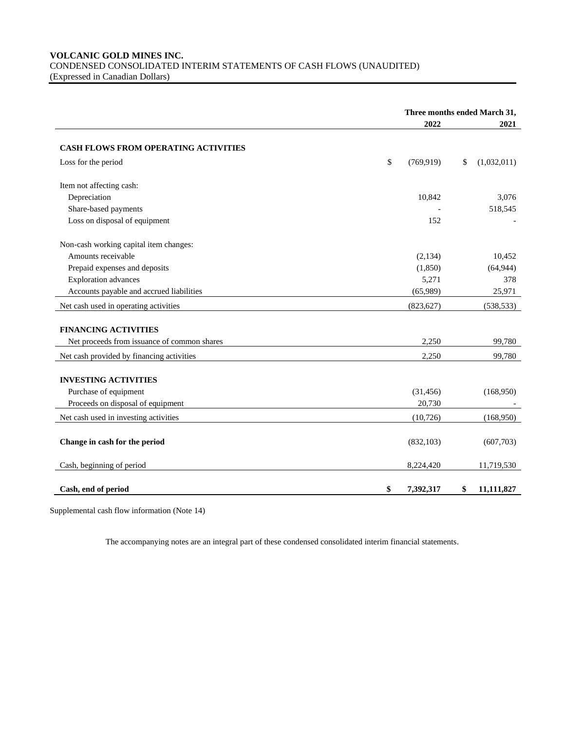**VOLCANIC GOLD MINES INC.**
CONDENSED CONSOLIDATED INTERIM STATEMENTS OF CASH FLOWS (UNAUDITED)
(Expressed in Canadian Dollars)

| | Three months ended March 31, 2022 | 2021 |
|---|---|---|
| **CASH FLOWS FROM OPERATING ACTIVITIES** | | |
| Loss for the period | $ (769,919) | $ (1,032,011) |
| Item not affecting cash: | | |
| Depreciation | 10,842 | 3,076 |
| Share-based payments | - | 518,545 |
| Loss on disposal of equipment | 152 | - |
| Non-cash working capital item changes: | | |
| Amounts receivable | (2,134) | 10,452 |
| Prepaid expenses and deposits | (1,850) | (64,944) |
| Exploration advances | 5,271 | 378 |
| Accounts payable and accrued liabilities | (65,989) | 25,971 |
| Net cash used in operating activities | (823,627) | (538,533) |
| **FINANCING ACTIVITIES** | | |
| Net proceeds from issuance of common shares | 2,250 | 99,780 |
| Net cash provided by financing activities | 2,250 | 99,780 |
| **INVESTING ACTIVITIES** | | |
| Purchase of equipment | (31,456) | (168,950) |
| Proceeds on disposal of equipment | 20,730 | - |
| Net cash used in investing activities | (10,726) | (168,950) |
| **Change in cash for the period** | (832,103) | (607,703) |
| Cash, beginning of period | 8,224,420 | 11,719,530 |
| **Cash, end of period** | **$ 7,392,317** | **$ 11,111,827** |

Supplemental cash flow information (Note 14)

The accompanying notes are an integral part of these condensed consolidated interim financial statements.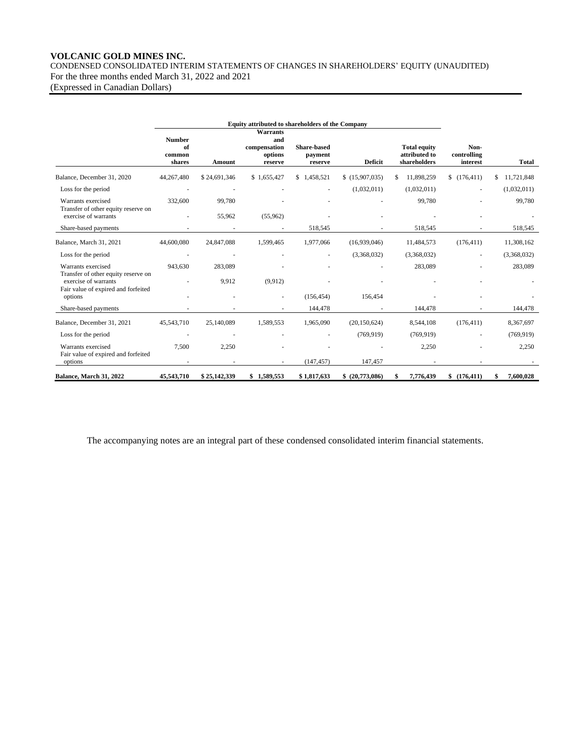**VOLCANIC GOLD MINES INC.**

CONDENSED CONSOLIDATED INTERIM STATEMENTS OF CHANGES IN SHAREHOLDERS' EQUITY (UNAUDITED)

For the three months ended March 31, 2022 and 2021

(Expressed in Canadian Dollars)

| | Equity attributed to shareholders of the Company | | | | | | | |
|---|---|---|---|---|---|---|---|---|
| | Number of common shares | Amount | Warrants and compensation options reserve | Share-based payment reserve | Deficit | Total equity attributed to shareholders | Non-controlling interest | Total |
| Balance, December 31, 2020 | 44,267,480 | $ 24,691,346 | $ 1,655,427 | $ 1,458,521 | $ (15,907,035) | $ 11,898,259 | $ (176,411) | $ 11,721,848 |
| Loss for the period | - | - | - | - | (1,032,011) | (1,032,011) | - | (1,032,011) |
| Warrants exercised | 332,600 | 99,780 | - | - | - | 99,780 | - | 99,780 |
| Transfer of other equity reserve on exercise of warrants | - | 55,962 | (55,962) | - | - | - | - | - |
| Share-based payments | - | - | - | 518,545 | - | 518,545 | - | 518,545 |
| Balance, March 31, 2021 | 44,600,080 | 24,847,088 | 1,599,465 | 1,977,066 | (16,939,046) | 11,484,573 | (176,411) | 11,308,162 |
| Loss for the period | - | - | - | - | (3,368,032) | (3,368,032) | - | (3,368,032) |
| Warrants exercised | 943,630 | 283,089 | - | - | - | 283,089 | - | 283,089 |
| Transfer of other equity reserve on exercise of warrants | - | 9,912 | (9,912) | - | - | - | - | - |
| Fair value of expired and forfeited options | - | - | - | (156,454) | 156,454 | - | - | - |
| Share-based payments | - | - | - | 144,478 | - | 144,478 | - | 144,478 |
| Balance, December 31, 2021 | 45,543,710 | 25,140,089 | 1,589,553 | 1,965,090 | (20,150,624) | 8,544,108 | (176,411) | 8,367,697 |
| Loss for the period | - | - | - | - | (769,919) | (769,919) | - | (769,919) |
| Warrants exercised | 7,500 | 2,250 | - | - | - | 2,250 | - | 2,250 |
| Fair value of expired and forfeited options | - | - | - | (147,457) | 147,457 | - | - | - |
| **Balance, March 31, 2022** | **45,543,710** | **$ 25,142,339** | **$ 1,589,553** | **$ 1,817,633** | **$ (20,773,086)** | **$ 7,776,439** | **$ (176,411)** | **$ 7,600,028** |

The accompanying notes are an integral part of these condensed consolidated interim financial statements.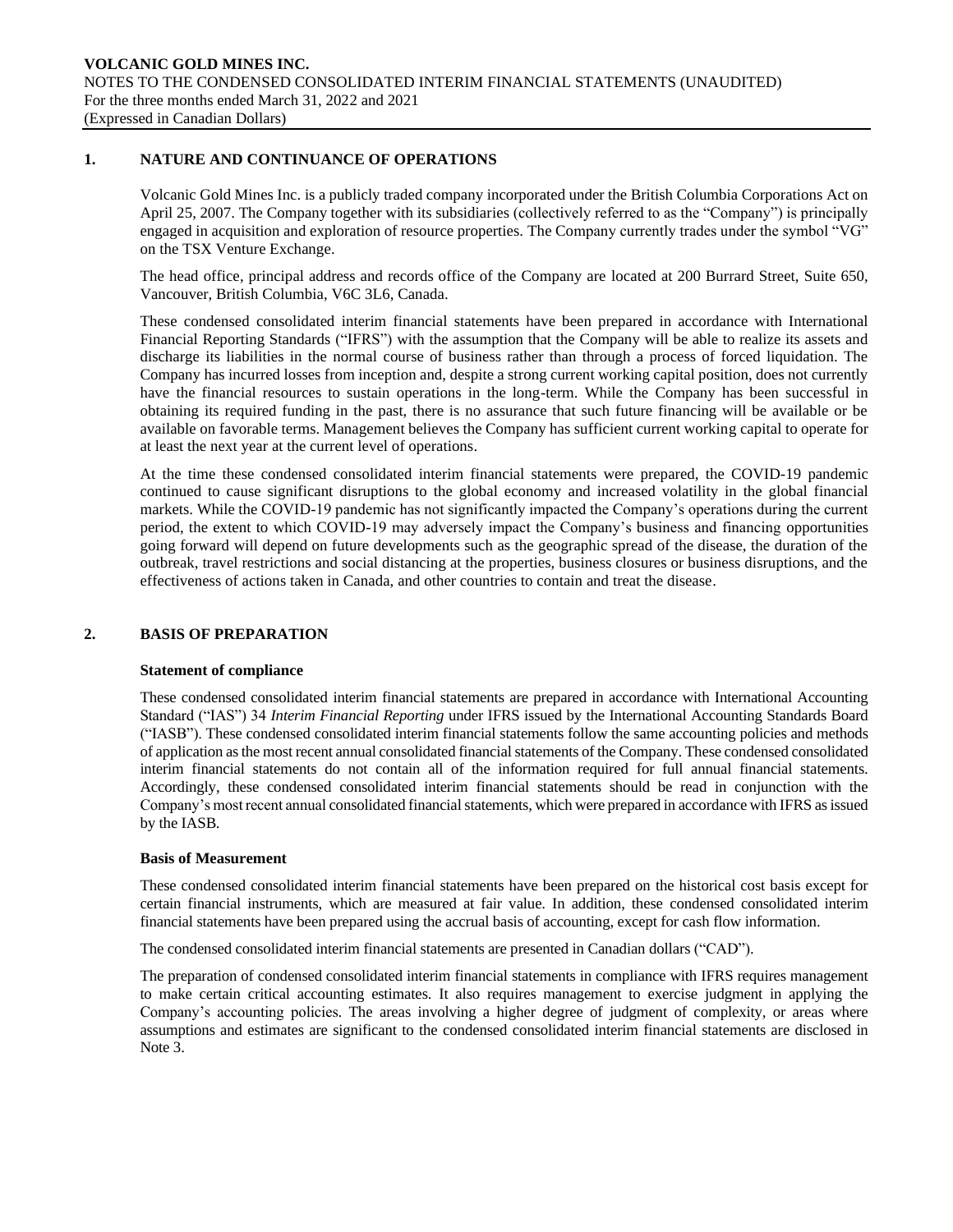## 1. NATURE AND CONTINUANCE OF OPERATIONS

Volcanic Gold Mines Inc. is a publicly traded company incorporated under the British Columbia Corporations Act on April 25, 2007. The Company together with its subsidiaries (collectively referred to as the "Company") is principally engaged in acquisition and exploration of resource properties. The Company currently trades under the symbol "VG" on the TSX Venture Exchange.

The head office, principal address and records office of the Company are located at 200 Burrard Street, Suite 650, Vancouver, British Columbia, V6C 3L6, Canada.

These condensed consolidated interim financial statements have been prepared in accordance with International Financial Reporting Standards ("IFRS") with the assumption that the Company will be able to realize its assets and discharge its liabilities in the normal course of business rather than through a process of forced liquidation. The Company has incurred losses from inception and, despite a strong current working capital position, does not currently have the financial resources to sustain operations in the long-term. While the Company has been successful in obtaining its required funding in the past, there is no assurance that such future financing will be available or be available on favorable terms. Management believes the Company has sufficient current working capital to operate for at least the next year at the current level of operations.

At the time these condensed consolidated interim financial statements were prepared, the COVID-19 pandemic continued to cause significant disruptions to the global economy and increased volatility in the global financial markets. While the COVID-19 pandemic has not significantly impacted the Company's operations during the current period, the extent to which COVID-19 may adversely impact the Company's business and financing opportunities going forward will depend on future developments such as the geographic spread of the disease, the duration of the outbreak, travel restrictions and social distancing at the properties, business closures or business disruptions, and the effectiveness of actions taken in Canada, and other countries to contain and treat the disease.

## 2. BASIS OF PREPARATION

### Statement of compliance

These condensed consolidated interim financial statements are prepared in accordance with International Accounting Standard ("IAS") 34 *Interim Financial Reporting* under IFRS issued by the International Accounting Standards Board ("IASB"). These condensed consolidated interim financial statements follow the same accounting policies and methods of application as the most recent annual consolidated financial statements of the Company. These condensed consolidated interim financial statements do not contain all of the information required for full annual financial statements. Accordingly, these condensed consolidated interim financial statements should be read in conjunction with the Company's most recent annual consolidated financial statements, which were prepared in accordance with IFRS as issued by the IASB.

### Basis of Measurement

These condensed consolidated interim financial statements have been prepared on the historical cost basis except for certain financial instruments, which are measured at fair value. In addition, these condensed consolidated interim financial statements have been prepared using the accrual basis of accounting, except for cash flow information.

The condensed consolidated interim financial statements are presented in Canadian dollars ("CAD").

The preparation of condensed consolidated interim financial statements in compliance with IFRS requires management to make certain critical accounting estimates. It also requires management to exercise judgment in applying the Company's accounting policies. The areas involving a higher degree of judgment of complexity, or areas where assumptions and estimates are significant to the condensed consolidated interim financial statements are disclosed in Note 3.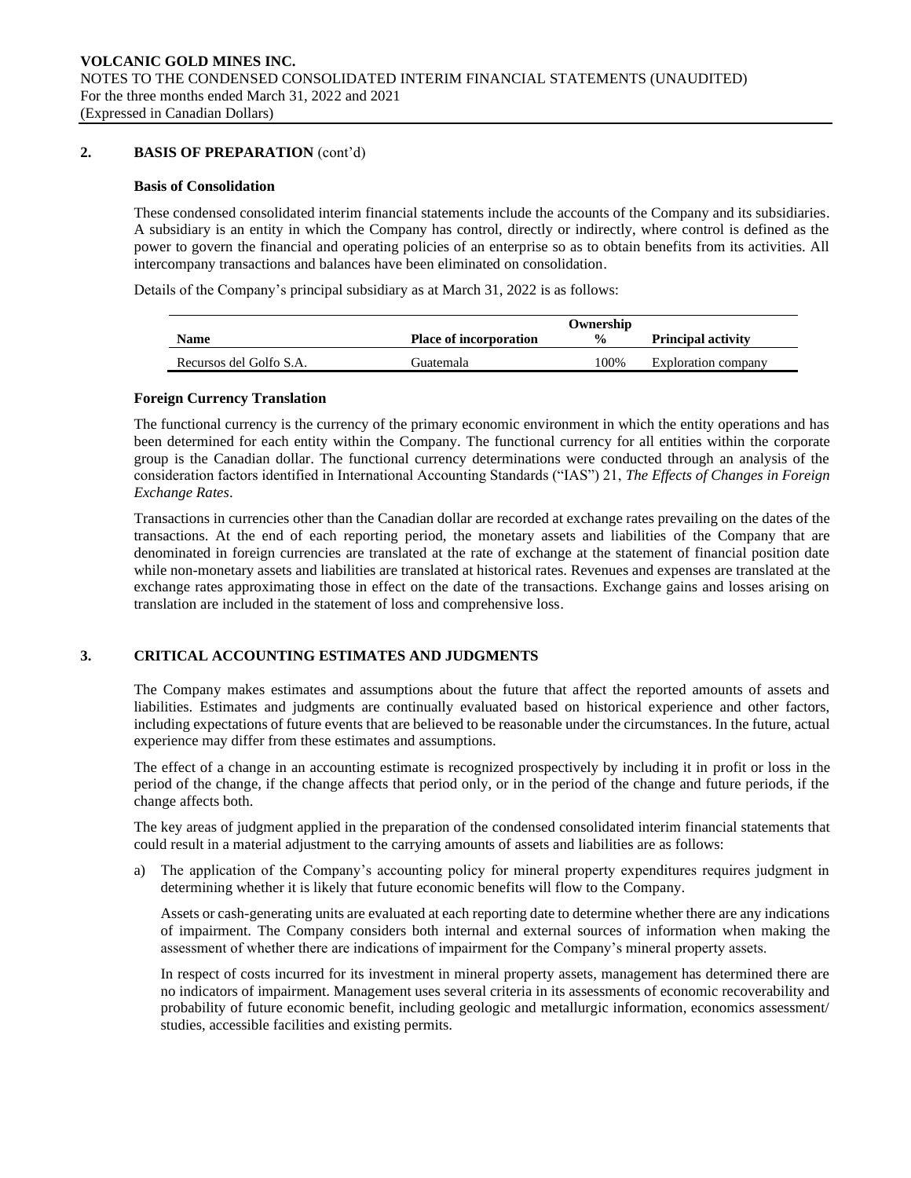## 2. BASIS OF PREPARATION (cont'd)

### Basis of Consolidation

These condensed consolidated interim financial statements include the accounts of the Company and its subsidiaries. A subsidiary is an entity in which the Company has control, directly or indirectly, where control is defined as the power to govern the financial and operating policies of an enterprise so as to obtain benefits from its activities. All intercompany transactions and balances have been eliminated on consolidation.

Details of the Company's principal subsidiary as at March 31, 2022 is as follows:

| Name | Place of incorporation | Ownership % | Principal activity |
|---|---|---|---|
| Recursos del Golfo S.A. | Guatemala | 100% | Exploration company |

### Foreign Currency Translation

The functional currency is the currency of the primary economic environment in which the entity operations and has been determined for each entity within the Company. The functional currency for all entities within the corporate group is the Canadian dollar. The functional currency determinations were conducted through an analysis of the consideration factors identified in International Accounting Standards ("IAS") 21, *The Effects of Changes in Foreign Exchange Rates*.

Transactions in currencies other than the Canadian dollar are recorded at exchange rates prevailing on the dates of the transactions. At the end of each reporting period, the monetary assets and liabilities of the Company that are denominated in foreign currencies are translated at the rate of exchange at the statement of financial position date while non-monetary assets and liabilities are translated at historical rates. Revenues and expenses are translated at the exchange rates approximating those in effect on the date of the transactions. Exchange gains and losses arising on translation are included in the statement of loss and comprehensive loss.

## 3. CRITICAL ACCOUNTING ESTIMATES AND JUDGMENTS

The Company makes estimates and assumptions about the future that affect the reported amounts of assets and liabilities. Estimates and judgments are continually evaluated based on historical experience and other factors, including expectations of future events that are believed to be reasonable under the circumstances. In the future, actual experience may differ from these estimates and assumptions.

The effect of a change in an accounting estimate is recognized prospectively by including it in profit or loss in the period of the change, if the change affects that period only, or in the period of the change and future periods, if the change affects both.

The key areas of judgment applied in the preparation of the condensed consolidated interim financial statements that could result in a material adjustment to the carrying amounts of assets and liabilities are as follows:

a) The application of the Company's accounting policy for mineral property expenditures requires judgment in determining whether it is likely that future economic benefits will flow to the Company.

   Assets or cash-generating units are evaluated at each reporting date to determine whether there are any indications of impairment. The Company considers both internal and external sources of information when making the assessment of whether there are indications of impairment for the Company's mineral property assets.

   In respect of costs incurred for its investment in mineral property assets, management has determined there are no indicators of impairment. Management uses several criteria in its assessments of economic recoverability and probability of future economic benefit, including geologic and metallurgic information, economics assessment/ studies, accessible facilities and existing permits.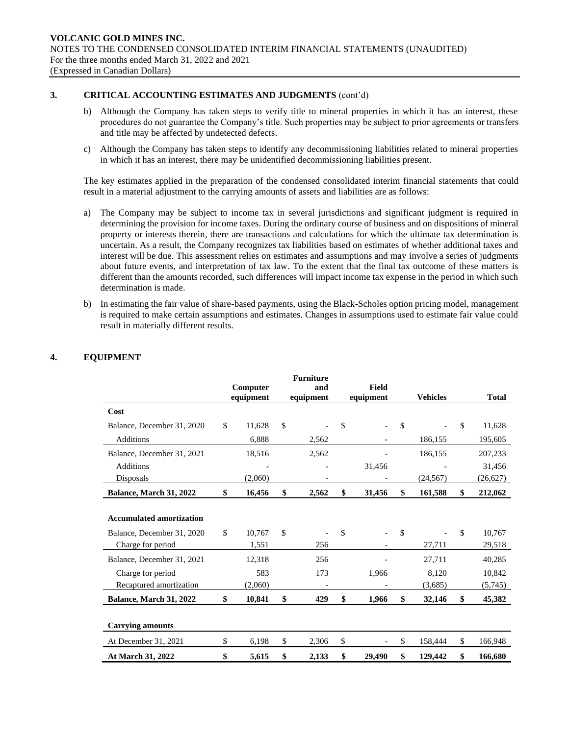### 3. CRITICAL ACCOUNTING ESTIMATES AND JUDGMENTS (cont'd)

b) Although the Company has taken steps to verify title to mineral properties in which it has an interest, these procedures do not guarantee the Company's title. Such properties may be subject to prior agreements or transfers and title may be affected by undetected defects.

c) Although the Company has taken steps to identify any decommissioning liabilities related to mineral properties in which it has an interest, there may be unidentified decommissioning liabilities present.

The key estimates applied in the preparation of the condensed consolidated interim financial statements that could result in a material adjustment to the carrying amounts of assets and liabilities are as follows:

a) The Company may be subject to income tax in several jurisdictions and significant judgment is required in determining the provision for income taxes. During the ordinary course of business and on dispositions of mineral property or interests therein, there are transactions and calculations for which the ultimate tax determination is uncertain. As a result, the Company recognizes tax liabilities based on estimates of whether additional taxes and interest will be due. This assessment relies on estimates and assumptions and may involve a series of judgments about future events, and interpretation of tax law. To the extent that the final tax outcome of these matters is different than the amounts recorded, such differences will impact income tax expense in the period in which such determination is made.

b) In estimating the fair value of share-based payments, using the Black-Scholes option pricing model, management is required to make certain assumptions and estimates. Changes in assumptions used to estimate fair value could result in materially different results.

### 4. EQUIPMENT

| | Computer equipment | Furniture and equipment | Field equipment | Vehicles | Total |
|---|---|---|---|---|---|
| **Cost** | | | | | |
| Balance, December 31, 2020 | $ 11,628 | $ - | $ - | $ - | $ 11,628 |
| Additions | 6,888 | 2,562 | - | 186,155 | 195,605 |
| Balance, December 31, 2021 | 18,516 | 2,562 | - | 186,155 | 207,233 |
| Additions | - | - | 31,456 | - | 31,456 |
| Disposals | (2,060) | - | - | (24,567) | (26,627) |
| **Balance, March 31, 2022** | **$ 16,456** | **$ 2,562** | **$ 31,456** | **$ 161,588** | **$ 212,062** |
| | | | | | |
| **Accumulated amortization** | | | | | |
| Balance, December 31, 2020 | $ 10,767 | $ - | $ - | $ - | $ 10,767 |
| Charge for period | 1,551 | 256 | - | 27,711 | 29,518 |
| Balance, December 31, 2021 | 12,318 | 256 | - | 27,711 | 40,285 |
| Charge for period | 583 | 173 | 1,966 | 8,120 | 10,842 |
| Recaptured amortization | (2,060) | - | - | (3,685) | (5,745) |
| **Balance, March 31, 2022** | **$ 10,841** | **$ 429** | **$ 1,966** | **$ 32,146** | **$ 45,382** |
| | | | | | |
| **Carrying amounts** | | | | | |
| At December 31, 2021 | $ 6,198 | $ 2,306 | $ - | $ 158,444 | $ 166,948 |
| **At March 31, 2022** | **$ 5,615** | **$ 2,133** | **$ 29,490** | **$ 129,442** | **$ 166,680** |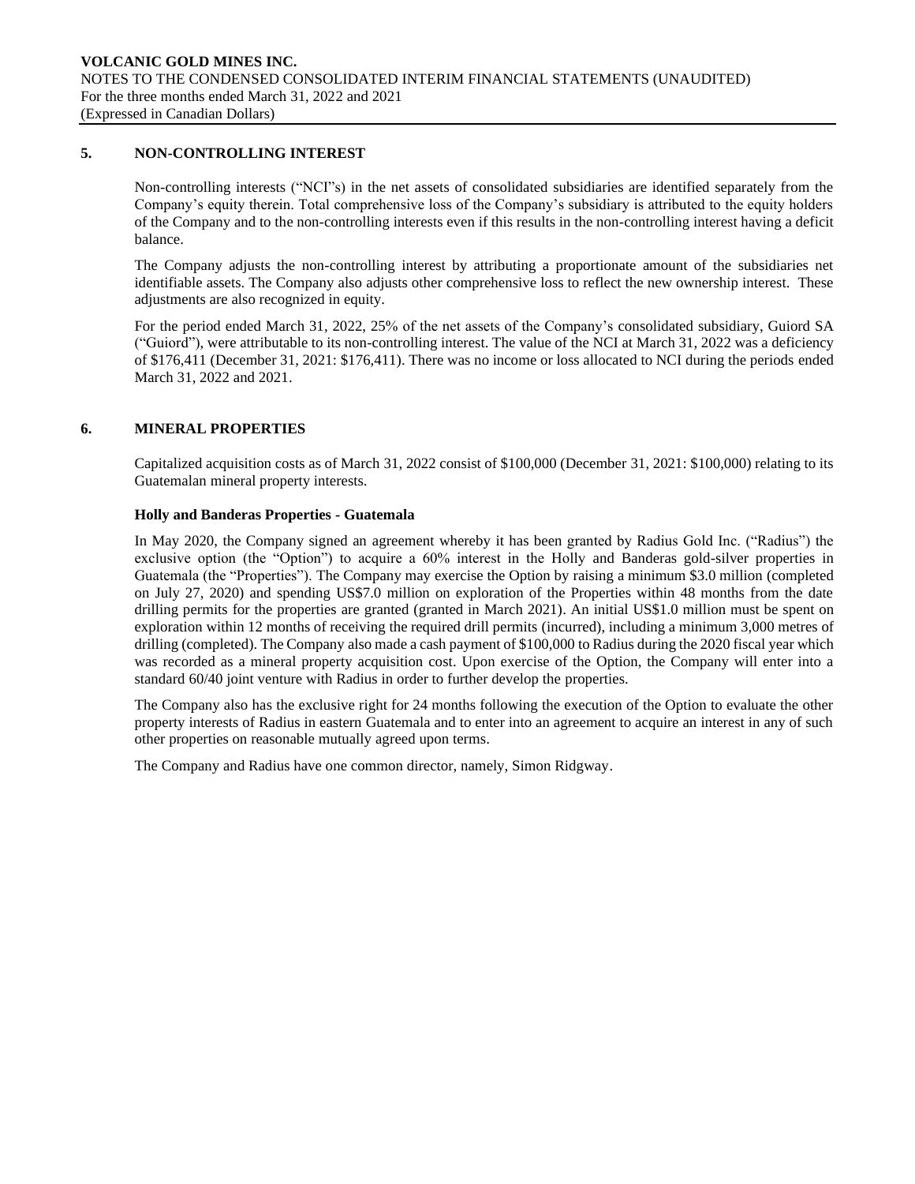## 5. NON-CONTROLLING INTEREST

Non-controlling interests ("NCI"s) in the net assets of consolidated subsidiaries are identified separately from the Company's equity therein. Total comprehensive loss of the Company's subsidiary is attributed to the equity holders of the Company and to the non-controlling interests even if this results in the non-controlling interest having a deficit balance.

The Company adjusts the non-controlling interest by attributing a proportionate amount of the subsidiaries net identifiable assets. The Company also adjusts other comprehensive loss to reflect the new ownership interest. These adjustments are also recognized in equity.

For the period ended March 31, 2022, 25% of the net assets of the Company's consolidated subsidiary, Guiord SA ("Guiord"), were attributable to its non-controlling interest. The value of the NCI at March 31, 2022 was a deficiency of $176,411 (December 31, 2021: $176,411). There was no income or loss allocated to NCI during the periods ended March 31, 2022 and 2021.

## 6. MINERAL PROPERTIES

Capitalized acquisition costs as of March 31, 2022 consist of $100,000 (December 31, 2021: $100,000) relating to its Guatemalan mineral property interests.

### Holly and Banderas Properties - Guatemala

In May 2020, the Company signed an agreement whereby it has been granted by Radius Gold Inc. ("Radius") the exclusive option (the "Option") to acquire a 60% interest in the Holly and Banderas gold-silver properties in Guatemala (the "Properties"). The Company may exercise the Option by raising a minimum $3.0 million (completed on July 27, 2020) and spending US$7.0 million on exploration of the Properties within 48 months from the date drilling permits for the properties are granted (granted in March 2021). An initial US$1.0 million must be spent on exploration within 12 months of receiving the required drill permits (incurred), including a minimum 3,000 metres of drilling (completed). The Company also made a cash payment of $100,000 to Radius during the 2020 fiscal year which was recorded as a mineral property acquisition cost. Upon exercise of the Option, the Company will enter into a standard 60/40 joint venture with Radius in order to further develop the properties.

The Company also has the exclusive right for 24 months following the execution of the Option to evaluate the other property interests of Radius in eastern Guatemala and to enter into an agreement to acquire an interest in any of such other properties on reasonable mutually agreed upon terms.

The Company and Radius have one common director, namely, Simon Ridgway.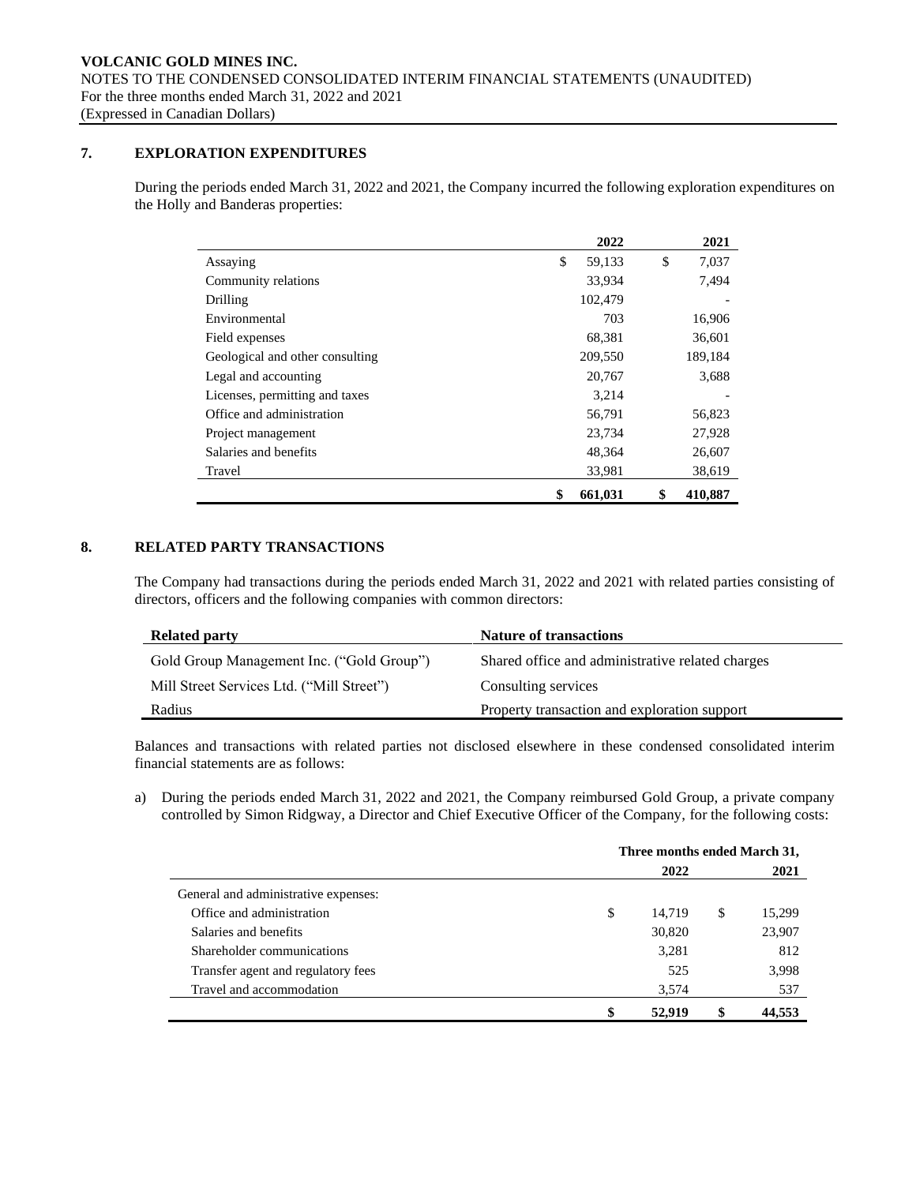## 7. EXPLORATION EXPENDITURES

During the periods ended March 31, 2022 and 2021, the Company incurred the following exploration expenditures on the Holly and Banderas properties:

| | 2022 | 2021 |
|---|---|---|
| Assaying | $ 59,133 | $ 7,037 |
| Community relations | 33,934 | 7,494 |
| Drilling | 102,479 | - |
| Environmental | 703 | 16,906 |
| Field expenses | 68,381 | 36,601 |
| Geological and other consulting | 209,550 | 189,184 |
| Legal and accounting | 20,767 | 3,688 |
| Licenses, permitting and taxes | 3,214 | - |
| Office and administration | 56,791 | 56,823 |
| Project management | 23,734 | 27,928 |
| Salaries and benefits | 48,364 | 26,607 |
| Travel | 33,981 | 38,619 |
| | **$ 661,031** | **$ 410,887** |

## 8. RELATED PARTY TRANSACTIONS

The Company had transactions during the periods ended March 31, 2022 and 2021 with related parties consisting of directors, officers and the following companies with common directors:

| Related party | Nature of transactions |
|---|---|
| Gold Group Management Inc. ("Gold Group") | Shared office and administrative related charges |
| Mill Street Services Ltd. ("Mill Street") | Consulting services |
| Radius | Property transaction and exploration support |

Balances and transactions with related parties not disclosed elsewhere in these condensed consolidated interim financial statements are as follows:

a) During the periods ended March 31, 2022 and 2021, the Company reimbursed Gold Group, a private company controlled by Simon Ridgway, a Director and Chief Executive Officer of the Company, for the following costs:

| | Three months ended March 31, | |
|---|---|---|
| | 2022 | 2021 |
| General and administrative expenses: | | |
| Office and administration | $ 14,719 | $ 15,299 |
| Salaries and benefits | 30,820 | 23,907 |
| Shareholder communications | 3,281 | 812 |
| Transfer agent and regulatory fees | 525 | 3,998 |
| Travel and accommodation | 3,574 | 537 |
| | **$ 52,919** | **$ 44,553** |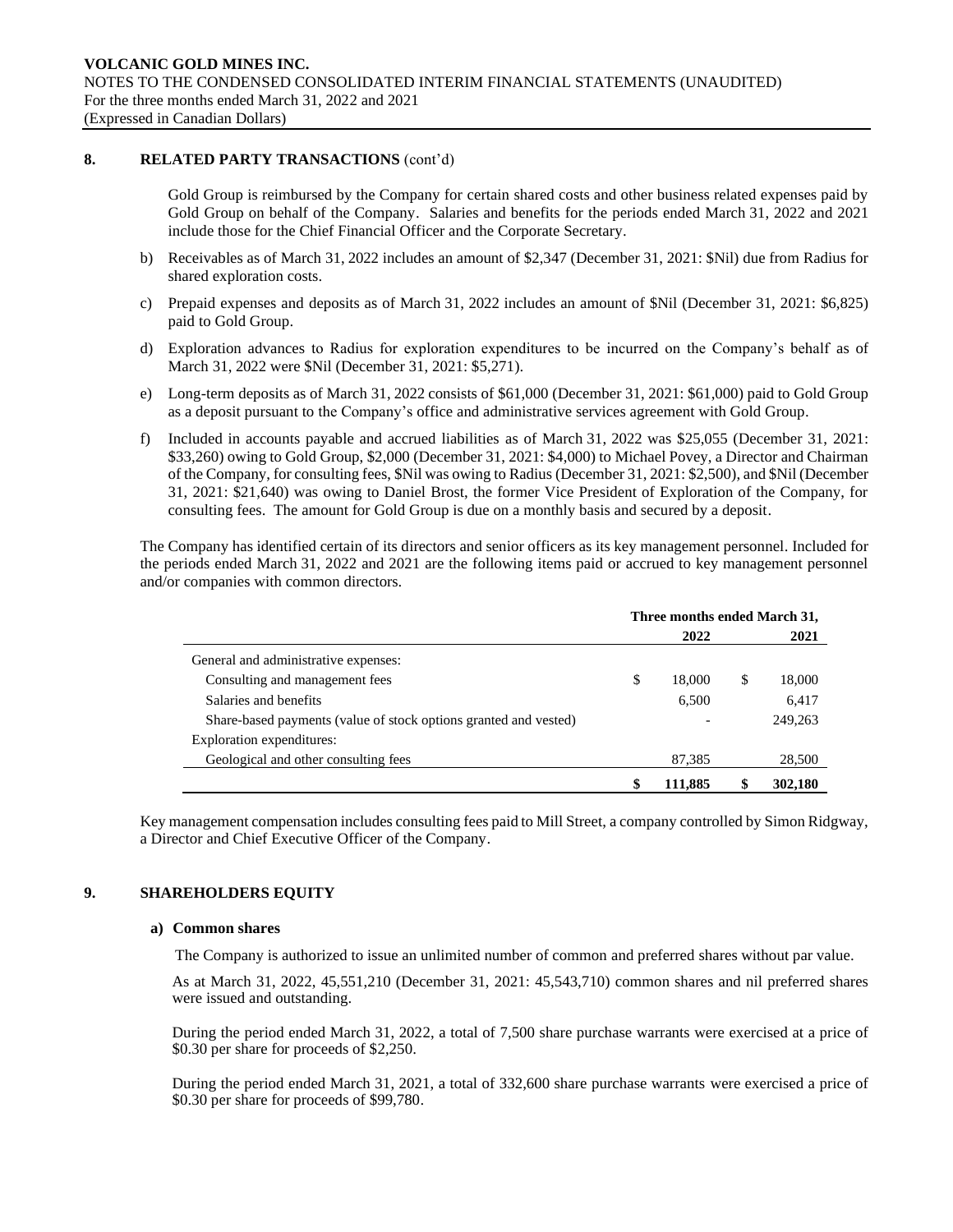## 8. RELATED PARTY TRANSACTIONS (cont'd)

Gold Group is reimbursed by the Company for certain shared costs and other business related expenses paid by Gold Group on behalf of the Company. Salaries and benefits for the periods ended March 31, 2022 and 2021 include those for the Chief Financial Officer and the Corporate Secretary.

b) Receivables as of March 31, 2022 includes an amount of $2,347 (December 31, 2021: $Nil) due from Radius for shared exploration costs.

c) Prepaid expenses and deposits as of March 31, 2022 includes an amount of $Nil (December 31, 2021: $6,825) paid to Gold Group.

d) Exploration advances to Radius for exploration expenditures to be incurred on the Company's behalf as of March 31, 2022 were $Nil (December 31, 2021: $5,271).

e) Long-term deposits as of March 31, 2022 consists of $61,000 (December 31, 2021: $61,000) paid to Gold Group as a deposit pursuant to the Company's office and administrative services agreement with Gold Group.

f) Included in accounts payable and accrued liabilities as of March 31, 2022 was $25,055 (December 31, 2021: $33,260) owing to Gold Group, $2,000 (December 31, 2021: $4,000) to Michael Povey, a Director and Chairman of the Company, for consulting fees, $Nil was owing to Radius (December 31, 2021: $2,500), and $Nil (December 31, 2021: $21,640) was owing to Daniel Brost, the former Vice President of Exploration of the Company, for consulting fees. The amount for Gold Group is due on a monthly basis and secured by a deposit.

The Company has identified certain of its directors and senior officers as its key management personnel. Included for the periods ended March 31, 2022 and 2021 are the following items paid or accrued to key management personnel and/or companies with common directors.

| | Three months ended March 31, | |
|---|---|---|
| | 2022 | 2021 |
| General and administrative expenses: | | |
| Consulting and management fees | $ 18,000 | $ 18,000 |
| Salaries and benefits | 6,500 | 6,417 |
| Share-based payments (value of stock options granted and vested) | - | 249,263 |
| Exploration expenditures: | | |
| Geological and other consulting fees | 87,385 | 28,500 |
| | $ 111,885 | $ 302,180 |

Key management compensation includes consulting fees paid to Mill Street, a company controlled by Simon Ridgway, a Director and Chief Executive Officer of the Company.

## 9. SHAREHOLDERS EQUITY

### a) Common shares

The Company is authorized to issue an unlimited number of common and preferred shares without par value.

As at March 31, 2022, 45,551,210 (December 31, 2021: 45,543,710) common shares and nil preferred shares were issued and outstanding.

During the period ended March 31, 2022, a total of 7,500 share purchase warrants were exercised at a price of $0.30 per share for proceeds of $2,250.

During the period ended March 31, 2021, a total of 332,600 share purchase warrants were exercised a price of $0.30 per share for proceeds of $99,780.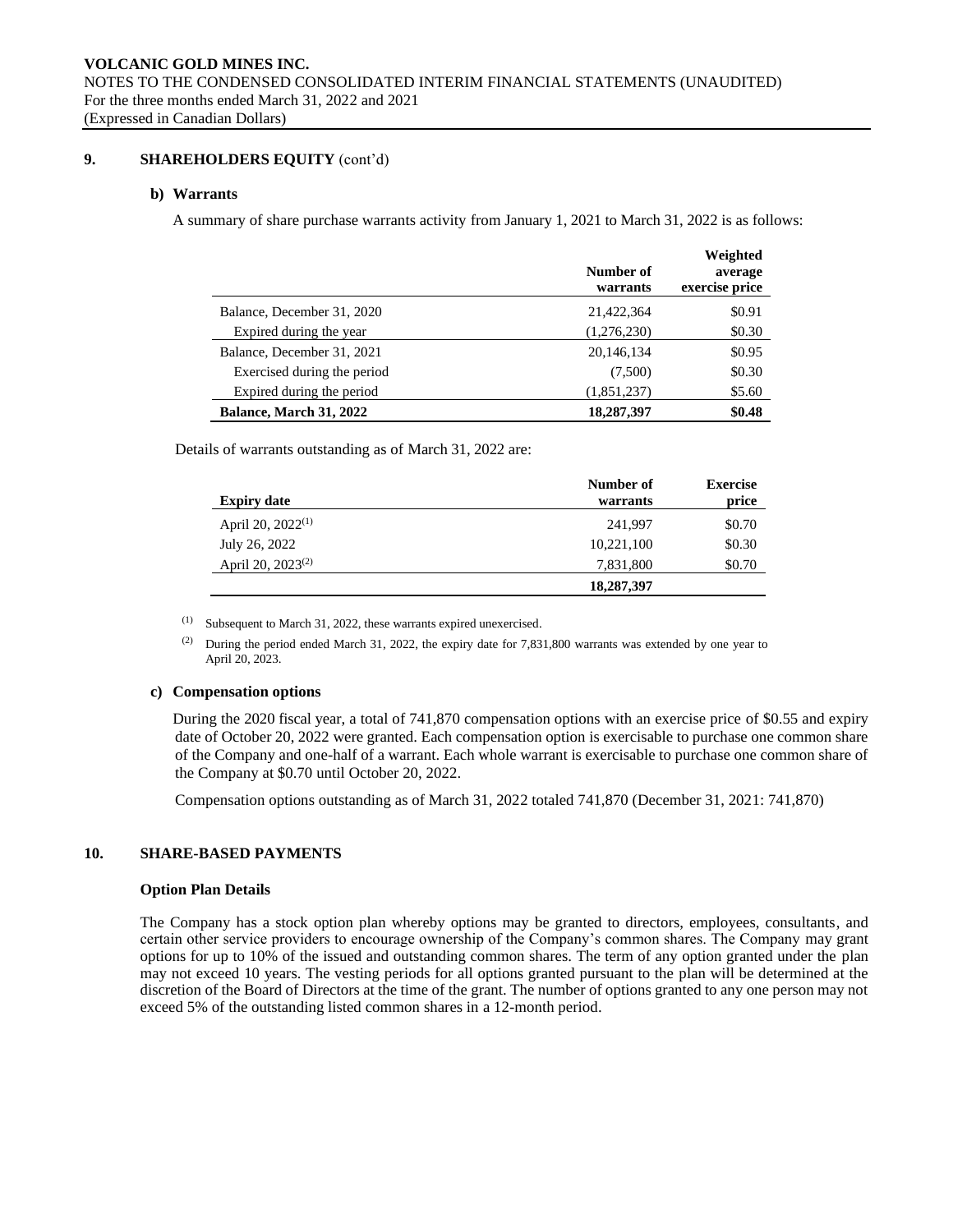## 9. SHAREHOLDERS EQUITY (cont'd)

### b) Warrants

A summary of share purchase warrants activity from January 1, 2021 to March 31, 2022 is as follows:

| | Number of warrants | Weighted average exercise price |
|---|---|---|
| Balance, December 31, 2020 | 21,422,364 | $0.91 |
| Expired during the year | (1,276,230) | $0.30 |
| Balance, December 31, 2021 | 20,146,134 | $0.95 |
| Exercised during the period | (7,500) | $0.30 |
| Expired during the period | (1,851,237) | $5.60 |
| **Balance, March 31, 2022** | **18,287,397** | **$0.48** |

Details of warrants outstanding as of March 31, 2022 are:

| Expiry date | Number of warrants | Exercise price |
|---|---|---|
| April 20, 2022[(1)] | 241,997 | $0.70 |
| July 26, 2022 | 10,221,100 | $0.30 |
| April 20, 2023[(2)] | 7,831,800 | $0.70 |
| | **18,287,397** | |

(1) Subsequent to March 31, 2022, these warrants expired unexercised.

(2) During the period ended March 31, 2022, the expiry date for 7,831,800 warrants was extended by one year to April 20, 2023.

### c) Compensation options

During the 2020 fiscal year, a total of 741,870 compensation options with an exercise price of $0.55 and expiry date of October 20, 2022 were granted. Each compensation option is exercisable to purchase one common share of the Company and one-half of a warrant. Each whole warrant is exercisable to purchase one common share of the Company at $0.70 until October 20, 2022.

Compensation options outstanding as of March 31, 2022 totaled 741,870 (December 31, 2021: 741,870)

## 10. SHARE-BASED PAYMENTS

### Option Plan Details

The Company has a stock option plan whereby options may be granted to directors, employees, consultants, and certain other service providers to encourage ownership of the Company's common shares. The Company may grant options for up to 10% of the issued and outstanding common shares. The term of any option granted under the plan may not exceed 10 years. The vesting periods for all options granted pursuant to the plan will be determined at the discretion of the Board of Directors at the time of the grant. The number of options granted to any one person may not exceed 5% of the outstanding listed common shares in a 12-month period.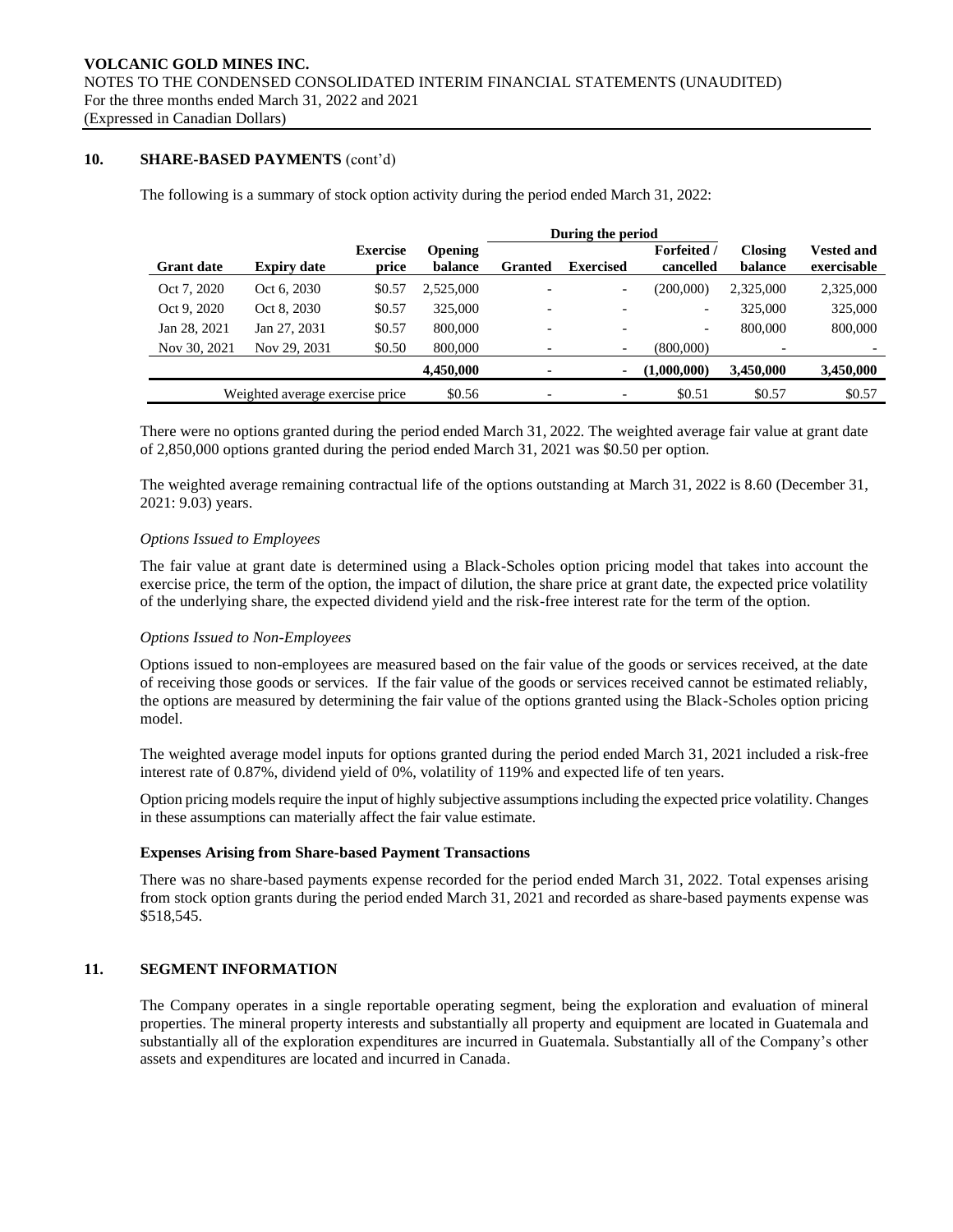## 10. SHARE-BASED PAYMENTS (cont'd)

The following is a summary of stock option activity during the period ended March 31, 2022:

| | | | | During the period | | | | |
|---|---|---|---|---|---|---|---|---|
| **Grant date** | **Expiry date** | **Exercise price** | **Opening balance** | **Granted** | **Exercised** | **Forfeited / cancelled** | **Closing balance** | **Vested and exercisable** |
| Oct 7, 2020 | Oct 6, 2030 | $0.57 | 2,525,000 | - | - | (200,000) | 2,325,000 | 2,325,000 |
| Oct 9, 2020 | Oct 8, 2030 | $0.57 | 325,000 | - | - | - | 325,000 | 325,000 |
| Jan 28, 2021 | Jan 27, 2031 | $0.57 | 800,000 | - | - | - | 800,000 | 800,000 |
| Nov 30, 2021 | Nov 29, 2031 | $0.50 | 800,000 | - | - | (800,000) | - | - |
| | | | **4,450,000** | **-** | **-** | **(1,000,000)** | **3,450,000** | **3,450,000** |
| Weighted average exercise price | | | $0.56 | - | - | $0.51 | $0.57 | $0.57 |

There were no options granted during the period ended March 31, 2022. The weighted average fair value at grant date of 2,850,000 options granted during the period ended March 31, 2021 was $0.50 per option.

The weighted average remaining contractual life of the options outstanding at March 31, 2022 is 8.60 (December 31, 2021: 9.03) years.

*Options Issued to Employees*

The fair value at grant date is determined using a Black-Scholes option pricing model that takes into account the exercise price, the term of the option, the impact of dilution, the share price at grant date, the expected price volatility of the underlying share, the expected dividend yield and the risk-free interest rate for the term of the option.

*Options Issued to Non-Employees*

Options issued to non-employees are measured based on the fair value of the goods or services received, at the date of receiving those goods or services. If the fair value of the goods or services received cannot be estimated reliably, the options are measured by determining the fair value of the options granted using the Black-Scholes option pricing model.

The weighted average model inputs for options granted during the period ended March 31, 2021 included a risk-free interest rate of 0.87%, dividend yield of 0%, volatility of 119% and expected life of ten years.

Option pricing models require the input of highly subjective assumptions including the expected price volatility. Changes in these assumptions can materially affect the fair value estimate.

**Expenses Arising from Share-based Payment Transactions**

There was no share-based payments expense recorded for the period ended March 31, 2022. Total expenses arising from stock option grants during the period ended March 31, 2021 and recorded as share-based payments expense was $518,545.

## 11. SEGMENT INFORMATION

The Company operates in a single reportable operating segment, being the exploration and evaluation of mineral properties. The mineral property interests and substantially all property and equipment are located in Guatemala and substantially all of the exploration expenditures are incurred in Guatemala. Substantially all of the Company's other assets and expenditures are located and incurred in Canada.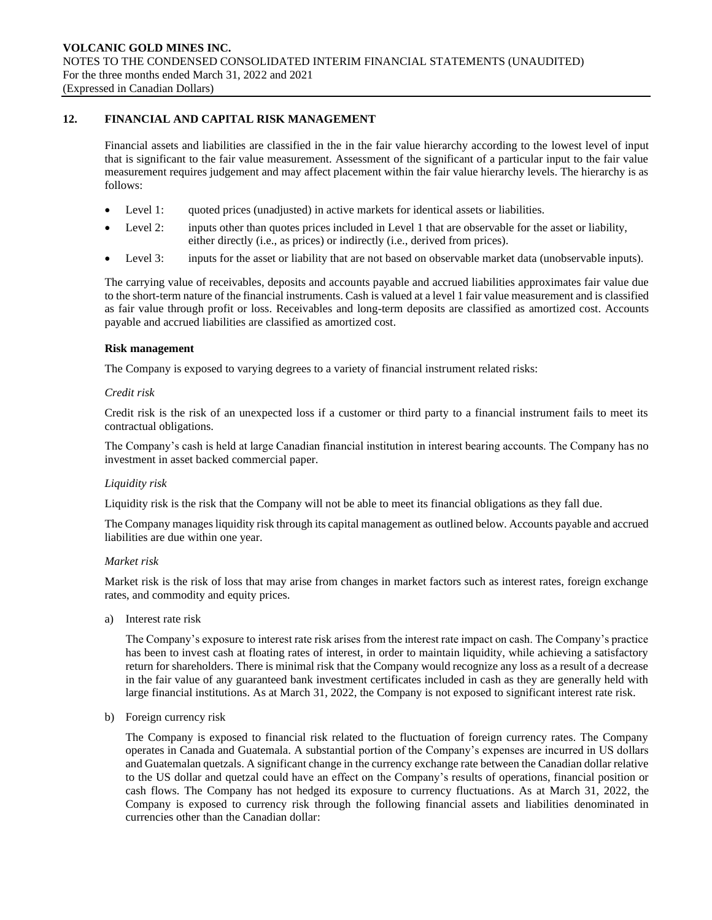## 12. FINANCIAL AND CAPITAL RISK MANAGEMENT

Financial assets and liabilities are classified in the in the fair value hierarchy according to the lowest level of input that is significant to the fair value measurement. Assessment of the significant of a particular input to the fair value measurement requires judgement and may affect placement within the fair value hierarchy levels. The hierarchy is as follows:

- Level 1: quoted prices (unadjusted) in active markets for identical assets or liabilities.
- Level 2: inputs other than quotes prices included in Level 1 that are observable for the asset or liability, either directly (i.e., as prices) or indirectly (i.e., derived from prices).
- Level 3: inputs for the asset or liability that are not based on observable market data (unobservable inputs).

The carrying value of receivables, deposits and accounts payable and accrued liabilities approximates fair value due to the short-term nature of the financial instruments. Cash is valued at a level 1 fair value measurement and is classified as fair value through profit or loss. Receivables and long-term deposits are classified as amortized cost. Accounts payable and accrued liabilities are classified as amortized cost.

**Risk management**

The Company is exposed to varying degrees to a variety of financial instrument related risks:

*Credit risk*

Credit risk is the risk of an unexpected loss if a customer or third party to a financial instrument fails to meet its contractual obligations.

The Company's cash is held at large Canadian financial institution in interest bearing accounts. The Company has no investment in asset backed commercial paper.

*Liquidity risk*

Liquidity risk is the risk that the Company will not be able to meet its financial obligations as they fall due.

The Company manages liquidity risk through its capital management as outlined below. Accounts payable and accrued liabilities are due within one year.

*Market risk*

Market risk is the risk of loss that may arise from changes in market factors such as interest rates, foreign exchange rates, and commodity and equity prices.

a) Interest rate risk

The Company's exposure to interest rate risk arises from the interest rate impact on cash. The Company's practice has been to invest cash at floating rates of interest, in order to maintain liquidity, while achieving a satisfactory return for shareholders. There is minimal risk that the Company would recognize any loss as a result of a decrease in the fair value of any guaranteed bank investment certificates included in cash as they are generally held with large financial institutions. As at March 31, 2022, the Company is not exposed to significant interest rate risk.

b) Foreign currency risk

The Company is exposed to financial risk related to the fluctuation of foreign currency rates. The Company operates in Canada and Guatemala. A substantial portion of the Company's expenses are incurred in US dollars and Guatemalan quetzals. A significant change in the currency exchange rate between the Canadian dollar relative to the US dollar and quetzal could have an effect on the Company's results of operations, financial position or cash flows. The Company has not hedged its exposure to currency fluctuations. As at March 31, 2022, the Company is exposed to currency risk through the following financial assets and liabilities denominated in currencies other than the Canadian dollar: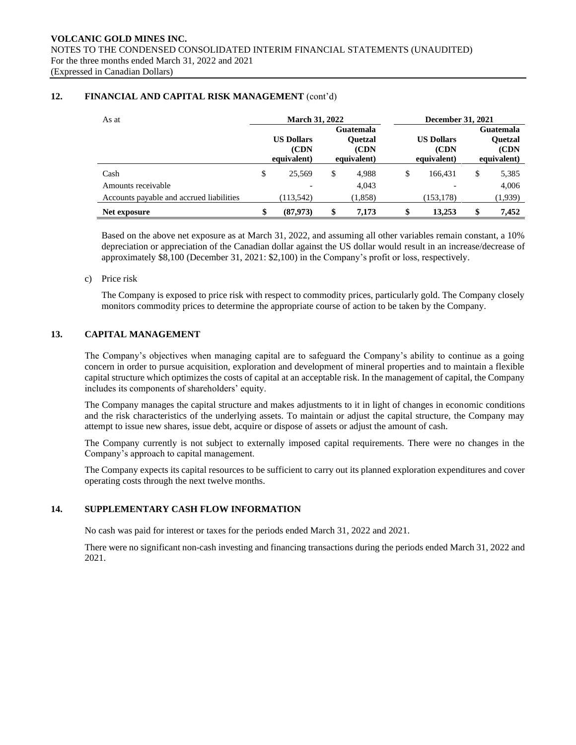## 12. FINANCIAL AND CAPITAL RISK MANAGEMENT (cont'd)

| As at | March 31, 2022 | | December 31, 2021 | |
|---|---|---|---|---|
| | US Dollars (CDN equivalent) | Guatemala Quetzal (CDN equivalent) | US Dollars (CDN equivalent) | Guatemala Quetzal (CDN equivalent) |
| Cash | $ 25,569 | $ 4,988 | $ 166,431 | $ 5,385 |
| Amounts receivable | - | 4,043 | - | 4,006 |
| Accounts payable and accrued liabilities | (113,542) | (1,858) | (153,178) | (1,939) |
| **Net exposure** | **$ (87,973)** | **$ 7,173** | **$ 13,253** | **$ 7,452** |

Based on the above net exposure as at March 31, 2022, and assuming all other variables remain constant, a 10% depreciation or appreciation of the Canadian dollar against the US dollar would result in an increase/decrease of approximately $8,100 (December 31, 2021: $2,100) in the Company's profit or loss, respectively.

c) Price risk

The Company is exposed to price risk with respect to commodity prices, particularly gold. The Company closely monitors commodity prices to determine the appropriate course of action to be taken by the Company.

## 13. CAPITAL MANAGEMENT

The Company's objectives when managing capital are to safeguard the Company's ability to continue as a going concern in order to pursue acquisition, exploration and development of mineral properties and to maintain a flexible capital structure which optimizes the costs of capital at an acceptable risk. In the management of capital, the Company includes its components of shareholders' equity.

The Company manages the capital structure and makes adjustments to it in light of changes in economic conditions and the risk characteristics of the underlying assets. To maintain or adjust the capital structure, the Company may attempt to issue new shares, issue debt, acquire or dispose of assets or adjust the amount of cash.

The Company currently is not subject to externally imposed capital requirements. There were no changes in the Company's approach to capital management.

The Company expects its capital resources to be sufficient to carry out its planned exploration expenditures and cover operating costs through the next twelve months.

## 14. SUPPLEMENTARY CASH FLOW INFORMATION

No cash was paid for interest or taxes for the periods ended March 31, 2022 and 2021.

There were no significant non-cash investing and financing transactions during the periods ended March 31, 2022 and 2021.